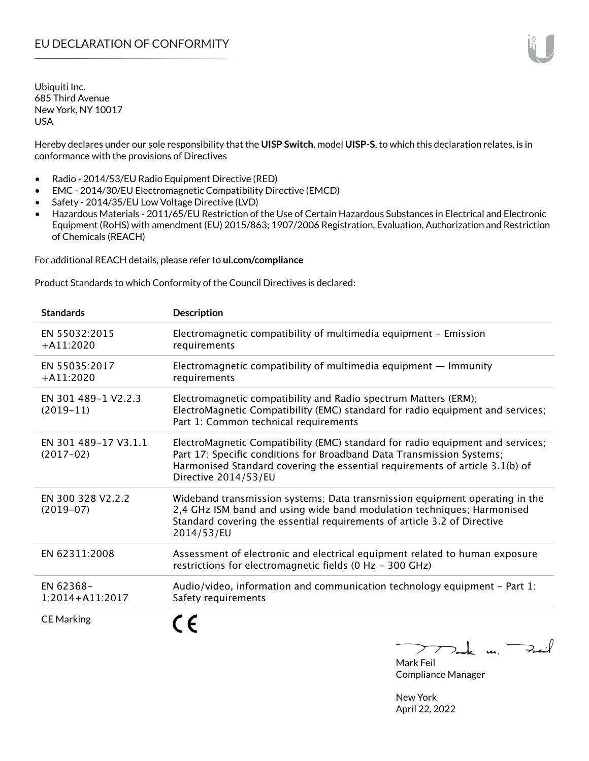# EU DECLARATION OF CONFORMITY

Ubiquiti Inc.
685 Third Avenue
New York, NY 10017
USA

Hereby declares under our sole responsibility that the **UISP Switch**, model **UISP-S**, to which this declaration relates, is in conformance with the provisions of Directives

- Radio - 2014/53/EU Radio Equipment Directive (RED)
- EMC - 2014/30/EU Electromagnetic Compatibility Directive (EMCD)
- Safety - 2014/35/EU Low Voltage Directive (LVD)
- Hazardous Materials - 2011/65/EU Restriction of the Use of Certain Hazardous Substances in Electrical and Electronic Equipment (RoHS) with amendment (EU) 2015/863; 1907/2006 Registration, Evaluation, Authorization and Restriction of Chemicals (REACH)

For additional REACH details, please refer to **ui.com/compliance**

Product Standards to which Conformity of the Council Directives is declared:

| Standards | Description |
|---|---|
| EN 55032:2015 +A11:2020 | Electromagnetic compatibility of multimedia equipment – Emission requirements |
| EN 55035:2017 +A11:2020 | Electromagnetic compatibility of multimedia equipment — Immunity requirements |
| EN 301 489-1 V2.2.3 (2019-11) | Electromagnetic compatibility and Radio spectrum Matters (ERM); ElectroMagnetic Compatibility (EMC) standard for radio equipment and services; Part 1: Common technical requirements |
| EN 301 489-17 V3.1.1 (2017-02) | ElectroMagnetic Compatibility (EMC) standard for radio equipment and services; Part 17: Specific conditions for Broadband Data Transmission Systems; Harmonised Standard covering the essential requirements of article 3.1(b) of Directive 2014/53/EU |
| EN 300 328 V2.2.2 (2019-07) | Wideband transmission systems; Data transmission equipment operating in the 2,4 GHz ISM band and using wide band modulation techniques; Harmonised Standard covering the essential requirements of article 3.2 of Directive 2014/53/EU |
| EN 62311:2008 | Assessment of electronic and electrical equipment related to human exposure restrictions for electromagnetic fields (0 Hz - 300 GHz) |
| EN 62368-1:2014+A11:2017 | Audio/video, information and communication technology equipment – Part 1: Safety requirements |
| CE Marking | CE |

Mark Feil
Compliance Manager

New York
April 22, 2022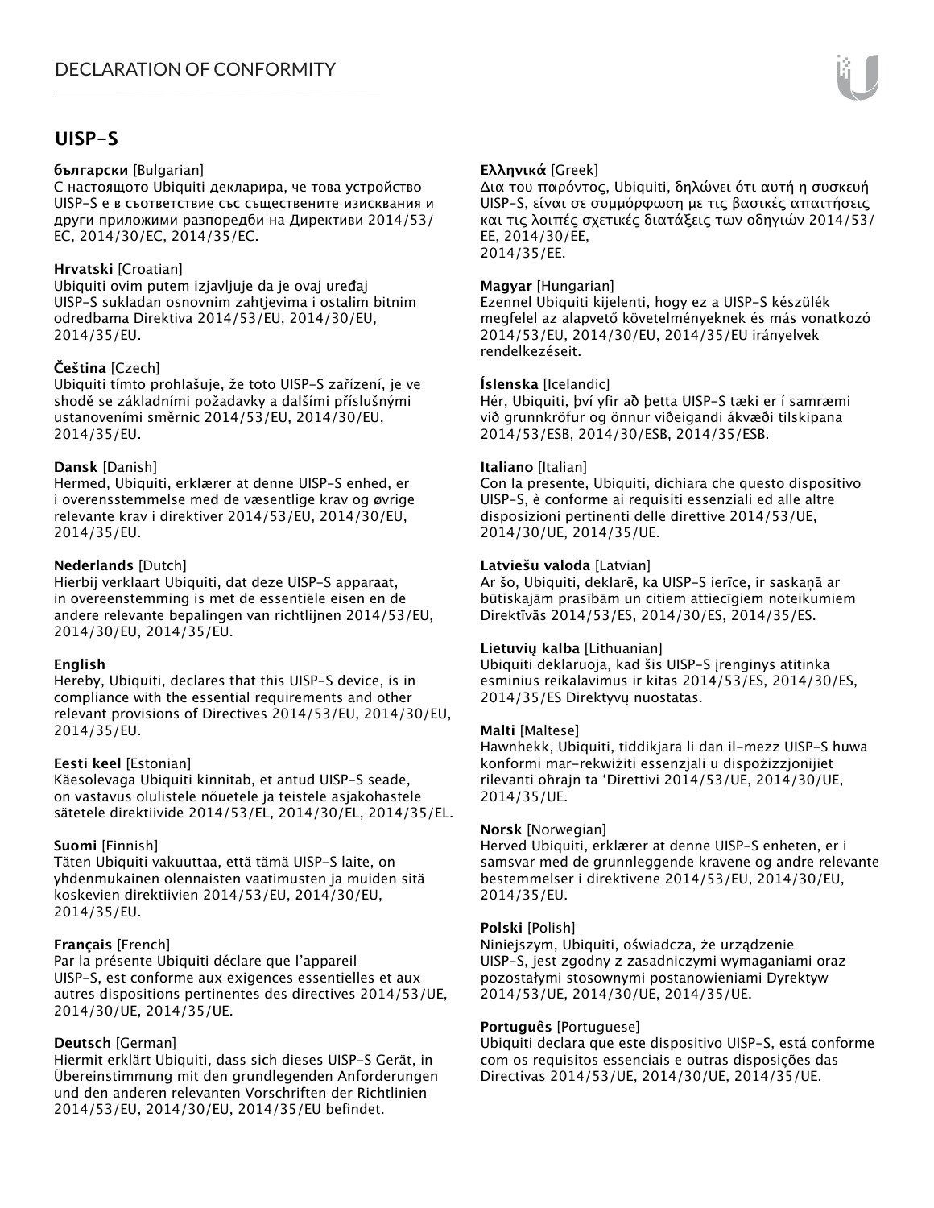# UISP-S

**български** [Bulgarian]
С настоящото Ubiquiti декларира, че това устройство UISP-S е в съответствие със съществените изисквания и други приложими разпоредби на Директиви 2014/53/ЕС, 2014/30/ЕС, 2014/35/ЕС.

**Hrvatski** [Croatian]
Ubiquiti ovim putem izjavljuje da je ovaj uređaj UISP-S sukladan osnovnim zahtjevima i ostalim bitnim odredbama Direktiva 2014/53/EU, 2014/30/EU, 2014/35/EU.

**Čeština** [Czech]
Ubiquiti tímto prohlašuje, že toto UISP-S zařízení, je ve shodě se základními požadavky a dalšími příslušnými ustanoveními směrnic 2014/53/EU, 2014/30/EU, 2014/35/EU.

**Dansk** [Danish]
Hermed, Ubiquiti, erklærer at denne UISP-S enhed, er i overensstemmelse med de væsentlige krav og øvrige relevante krav i direktiver 2014/53/EU, 2014/30/EU, 2014/35/EU.

**Nederlands** [Dutch]
Hierbij verklaart Ubiquiti, dat deze UISP-S apparaat, in overeenstemming is met de essentiële eisen en de andere relevante bepalingen van richtlijnen 2014/53/EU, 2014/30/EU, 2014/35/EU.

**English**
Hereby, Ubiquiti, declares that this UISP-S device, is in compliance with the essential requirements and other relevant provisions of Directives 2014/53/EU, 2014/30/EU, 2014/35/EU.

**Eesti keel** [Estonian]
Käesolevaga Ubiquiti kinnitab, et antud UISP-S seade, on vastavus olulistele nõuetele ja teistele asjakohastele sätetele direktiivide 2014/53/EL, 2014/30/EL, 2014/35/EL.

**Suomi** [Finnish]
Täten Ubiquiti vakuuttaa, että tämä UISP-S laite, on yhdenmukainen olennaisten vaatimusten ja muiden sitä koskevien direktiivien 2014/53/EU, 2014/30/EU, 2014/35/EU.

**Français** [French]
Par la présente Ubiquiti déclare que l'appareil UISP-S, est conforme aux exigences essentielles et aux autres dispositions pertinentes des directives 2014/53/UE, 2014/30/UE, 2014/35/UE.

**Deutsch** [German]
Hiermit erklärt Ubiquiti, dass sich dieses UISP-S Gerät, in Übereinstimmung mit den grundlegenden Anforderungen und den anderen relevanten Vorschriften der Richtlinien 2014/53/EU, 2014/30/EU, 2014/35/EU befindet.

**Ελληνικά** [Greek]
Δια του παρόντος, Ubiquiti, δηλώνει ότι αυτή η συσκευή UISP-S, είναι σε συμμόρφωση με τις βασικές απαιτήσεις και τις λοιπές σχετικές διατάξεις των οδηγιών 2014/53/ΕΕ, 2014/30/ΕΕ,
2014/35/ΕΕ.

**Magyar** [Hungarian]
Ezennel Ubiquiti kijelenti, hogy ez a UISP-S készülék megfelel az alapvető követelményeknek és más vonatkozó 2014/53/EU, 2014/30/EU, 2014/35/EU irányelvek rendelkezéseit.

**Íslenska** [Icelandic]
Hér, Ubiquiti, því yfir að þetta UISP-S tæki er í samræmi við grunnkröfur og önnur viðeigandi ákvæði tilskipana 2014/53/ESB, 2014/30/ESB, 2014/35/ESB.

**Italiano** [Italian]
Con la presente, Ubiquiti, dichiara che questo dispositivo UISP-S, è conforme ai requisiti essenziali ed alle altre disposizioni pertinenti delle direttive 2014/53/UE, 2014/30/UE, 2014/35/UE.

**Latviešu valoda** [Latvian]
Ar šo, Ubiquiti, deklarē, ka UISP-S ierīce, ir saskaņā ar būtiskajām prasībām un citiem attiecīgiem noteikumiem Direktīvās 2014/53/ES, 2014/30/ES, 2014/35/ES.

**Lietuvių kalba** [Lithuanian]
Ubiquiti deklaruoja, kad šis UISP-S įrenginys atitinka esminius reikalavimus ir kitas 2014/53/ES, 2014/30/ES, 2014/35/ES Direktyvų nuostatas.

**Malti** [Maltese]
Hawnhekk, Ubiquiti, tiddikjara li dan il-mezz UISP-S huwa konformi mar-rekwiżiti essenzjali u dispożizzjonijiet rilevanti oħrajn ta 'Direttivi 2014/53/UE, 2014/30/UE, 2014/35/UE.

**Norsk** [Norwegian]
Herved Ubiquiti, erklærer at denne UISP-S enheten, er i samsvar med de grunnleggende kravene og andre relevante bestemmelser i direktivene 2014/53/EU, 2014/30/EU, 2014/35/EU.

**Polski** [Polish]
Niniejszym, Ubiquiti, oświadcza, że urządzenie UISP-S, jest zgodny z zasadniczymi wymaganiami oraz pozostałymi stosownymi postanowieniami Dyrektyw 2014/53/UE, 2014/30/UE, 2014/35/UE.

**Português** [Portuguese]
Ubiquiti declara que este dispositivo UISP-S, está conforme com os requisitos essenciais e outras disposições das Directivas 2014/53/UE, 2014/30/UE, 2014/35/UE.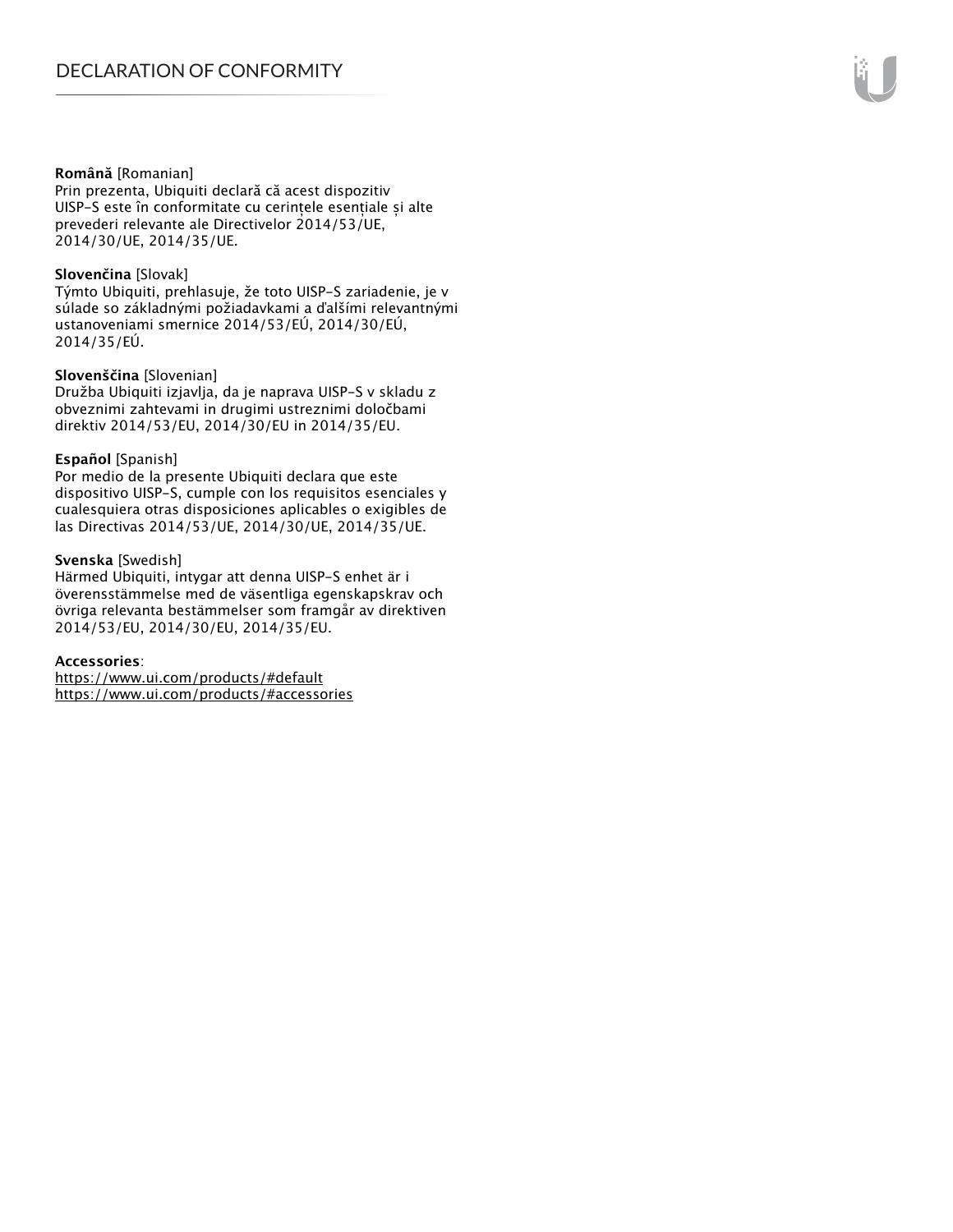**Română** [Romanian]
Prin prezenta, Ubiquiti declară că acest dispozitiv UISP-S este în conformitate cu cerințele esențiale și alte prevederi relevante ale Directivelor 2014/53/UE, 2014/30/UE, 2014/35/UE.

**Slovenčina** [Slovak]
Týmto Ubiquiti, prehlasuje, že toto UISP-S zariadenie, je v súlade so základnými požiadavkami a ďalšími relevantnými ustanoveniami smernice 2014/53/EÚ, 2014/30/EÚ, 2014/35/EÚ.

**Slovenščina** [Slovenian]
Družba Ubiquiti izjavlja, da je naprava UISP-S v skladu z obveznimi zahtevami in drugimi ustreznimi določbami direktiv 2014/53/EU, 2014/30/EU in 2014/35/EU.

**Español** [Spanish]
Por medio de la presente Ubiquiti declara que este dispositivo UISP-S, cumple con los requisitos esenciales y cualesquiera otras disposiciones aplicables o exigibles de las Directivas 2014/53/UE, 2014/30/UE, 2014/35/UE.

**Svenska** [Swedish]
Härmed Ubiquiti, intygar att denna UISP-S enhet är i överensstämmelse med de väsentliga egenskapskrav och övriga relevanta bestämmelser som framgår av direktiven 2014/53/EU, 2014/30/EU, 2014/35/EU.

**Accessories**:
https://www.ui.com/products/#default
https://www.ui.com/products/#accessories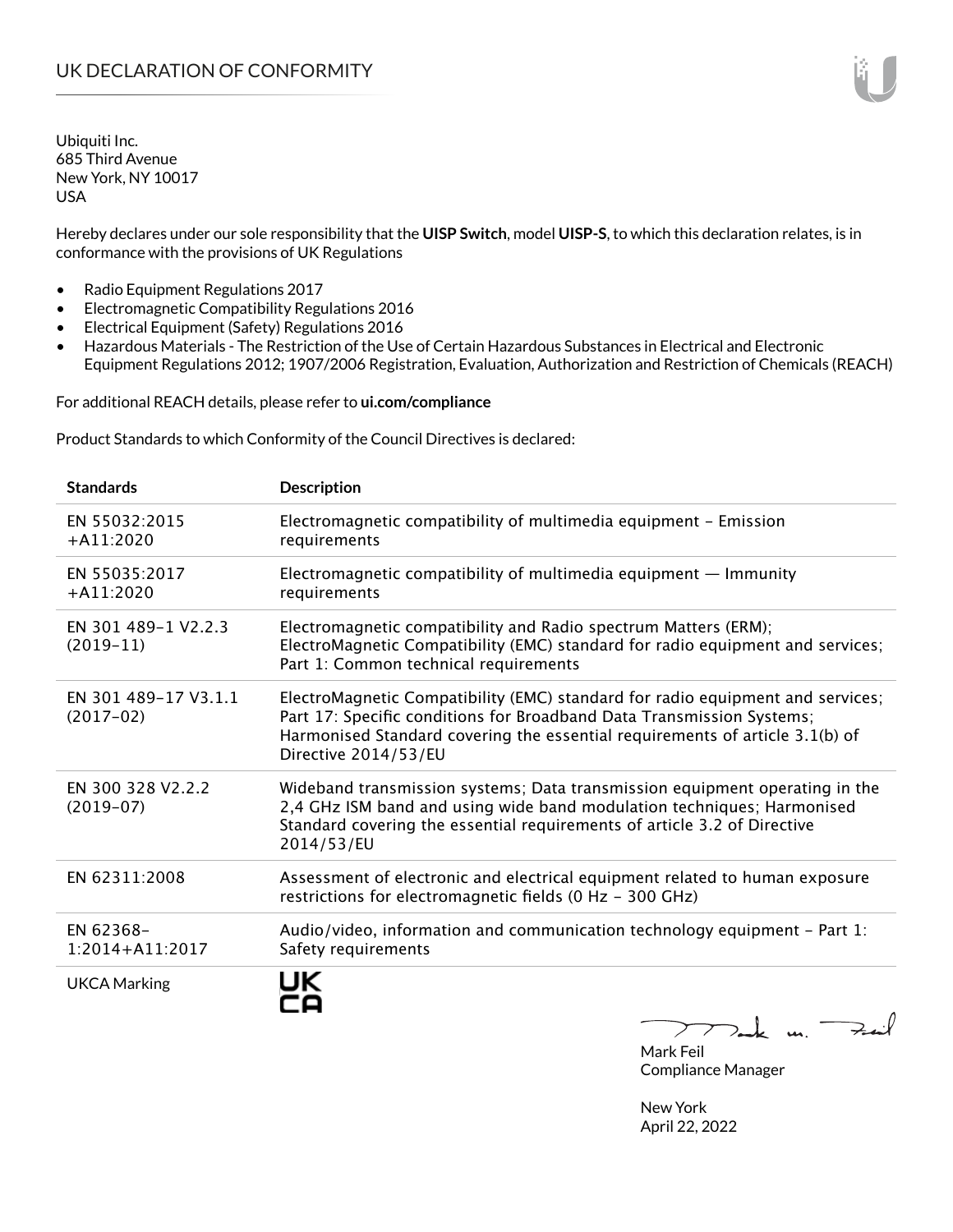# UK DECLARATION OF CONFORMITY

Ubiquiti Inc.
685 Third Avenue
New York, NY 10017
USA

Hereby declares under our sole responsibility that the **UISP Switch**, model **UISP-S**, to which this declaration relates, is in conformance with the provisions of UK Regulations

- Radio Equipment Regulations 2017
- Electromagnetic Compatibility Regulations 2016
- Electrical Equipment (Safety) Regulations 2016
- Hazardous Materials - The Restriction of the Use of Certain Hazardous Substances in Electrical and Electronic Equipment Regulations 2012; 1907/2006 Registration, Evaluation, Authorization and Restriction of Chemicals (REACH)

For additional REACH details, please refer to **ui.com/compliance**

Product Standards to which Conformity of the Council Directives is declared:

| Standards | Description |
|---|---|
| EN 55032:2015 +A11:2020 | Electromagnetic compatibility of multimedia equipment – Emission requirements |
| EN 55035:2017 +A11:2020 | Electromagnetic compatibility of multimedia equipment — Immunity requirements |
| EN 301 489-1 V2.2.3 (2019-11) | Electromagnetic compatibility and Radio spectrum Matters (ERM); ElectroMagnetic Compatibility (EMC) standard for radio equipment and services; Part 1: Common technical requirements |
| EN 301 489-17 V3.1.1 (2017-02) | ElectroMagnetic Compatibility (EMC) standard for radio equipment and services; Part 17: Specific conditions for Broadband Data Transmission Systems; Harmonised Standard covering the essential requirements of article 3.1(b) of Directive 2014/53/EU |
| EN 300 328 V2.2.2 (2019-07) | Wideband transmission systems; Data transmission equipment operating in the 2,4 GHz ISM band and using wide band modulation techniques; Harmonised Standard covering the essential requirements of article 3.2 of Directive 2014/53/EU |
| EN 62311:2008 | Assessment of electronic and electrical equipment related to human exposure restrictions for electromagnetic fields (0 Hz - 300 GHz) |
| EN 62368-1:2014+A11:2017 | Audio/video, information and communication technology equipment - Part 1: Safety requirements |
| UKCA Marking | UK CA |

Mark Feil
Compliance Manager

New York
April 22, 2022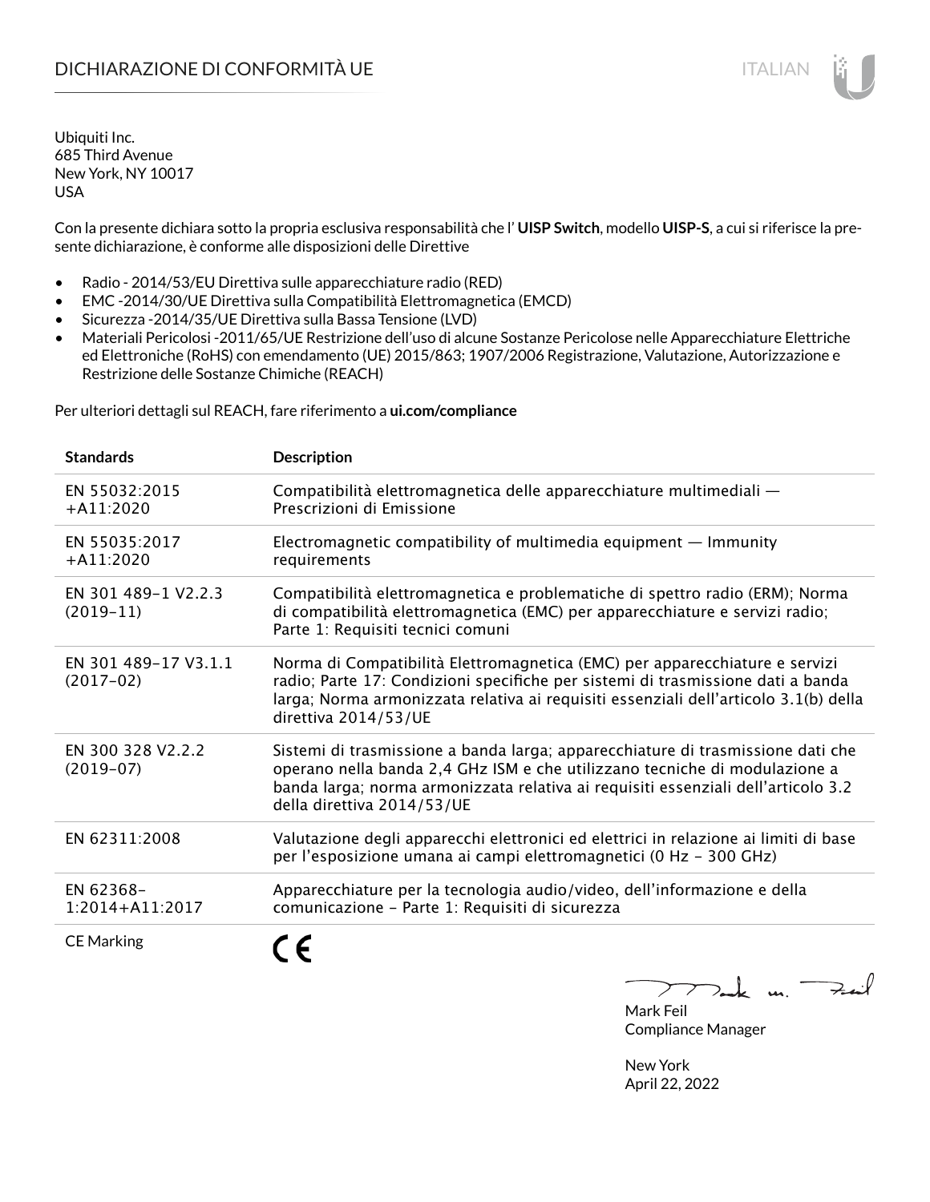# DICHIARAZIONE DI CONFORMITÀ UE

Ubiquiti Inc.
685 Third Avenue
New York, NY 10017
USA

Con la presente dichiara sotto la propria esclusiva responsabilità che l' **UISP Switch**, modello **UISP-S**, a cui si riferisce la presente dichiarazione, è conforme alle disposizioni delle Direttive

- Radio - 2014/53/EU Direttiva sulle apparecchiature radio (RED)
- EMC -2014/30/UE Direttiva sulla Compatibilità Elettromagnetica (EMCD)
- Sicurezza -2014/35/UE Direttiva sulla Bassa Tensione (LVD)
- Materiali Pericolosi -2011/65/UE Restrizione dell'uso di alcune Sostanze Pericolose nelle Apparecchiature Elettriche ed Elettroniche (RoHS) con emendamento (UE) 2015/863; 1907/2006 Registrazione, Valutazione, Autorizzazione e Restrizione delle Sostanze Chimiche (REACH)

Per ulteriori dettagli sul REACH, fare riferimento a **ui.com/compliance**

| Standards | Description |
|---|---|
| EN 55032:2015 +A11:2020 | Compatibilità elettromagnetica delle apparecchiature multimediali — Prescrizioni di Emissione |
| EN 55035:2017 +A11:2020 | Electromagnetic compatibility of multimedia equipment — Immunity requirements |
| EN 301 489-1 V2.2.3 (2019-11) | Compatibilità elettromagnetica e problematiche di spettro radio (ERM); Norma di compatibilità elettromagnetica (EMC) per apparecchiature e servizi radio; Parte 1: Requisiti tecnici comuni |
| EN 301 489-17 V3.1.1 (2017-02) | Norma di Compatibilità Elettromagnetica (EMC) per apparecchiature e servizi radio; Parte 17: Condizioni specifiche per sistemi di trasmissione dati a banda larga; Norma armonizzata relativa ai requisiti essenziali dell'articolo 3.1(b) della direttiva 2014/53/UE |
| EN 300 328 V2.2.2 (2019-07) | Sistemi di trasmissione a banda larga; apparecchiature di trasmissione dati che operano nella banda 2,4 GHz ISM e che utilizzano tecniche di modulazione a banda larga; norma armonizzata relativa ai requisiti essenziali dell'articolo 3.2 della direttiva 2014/53/UE |
| EN 62311:2008 | Valutazione degli apparecchi elettronici ed elettrici in relazione ai limiti di base per l'esposizione umana ai campi elettromagnetici (0 Hz - 300 GHz) |
| EN 62368-1:2014+A11:2017 | Apparecchiature per la tecnologia audio/video, dell'informazione e della comunicazione - Parte 1: Requisiti di sicurezza |
| CE Marking | CE |

Mark Feil
Compliance Manager

New York
April 22, 2022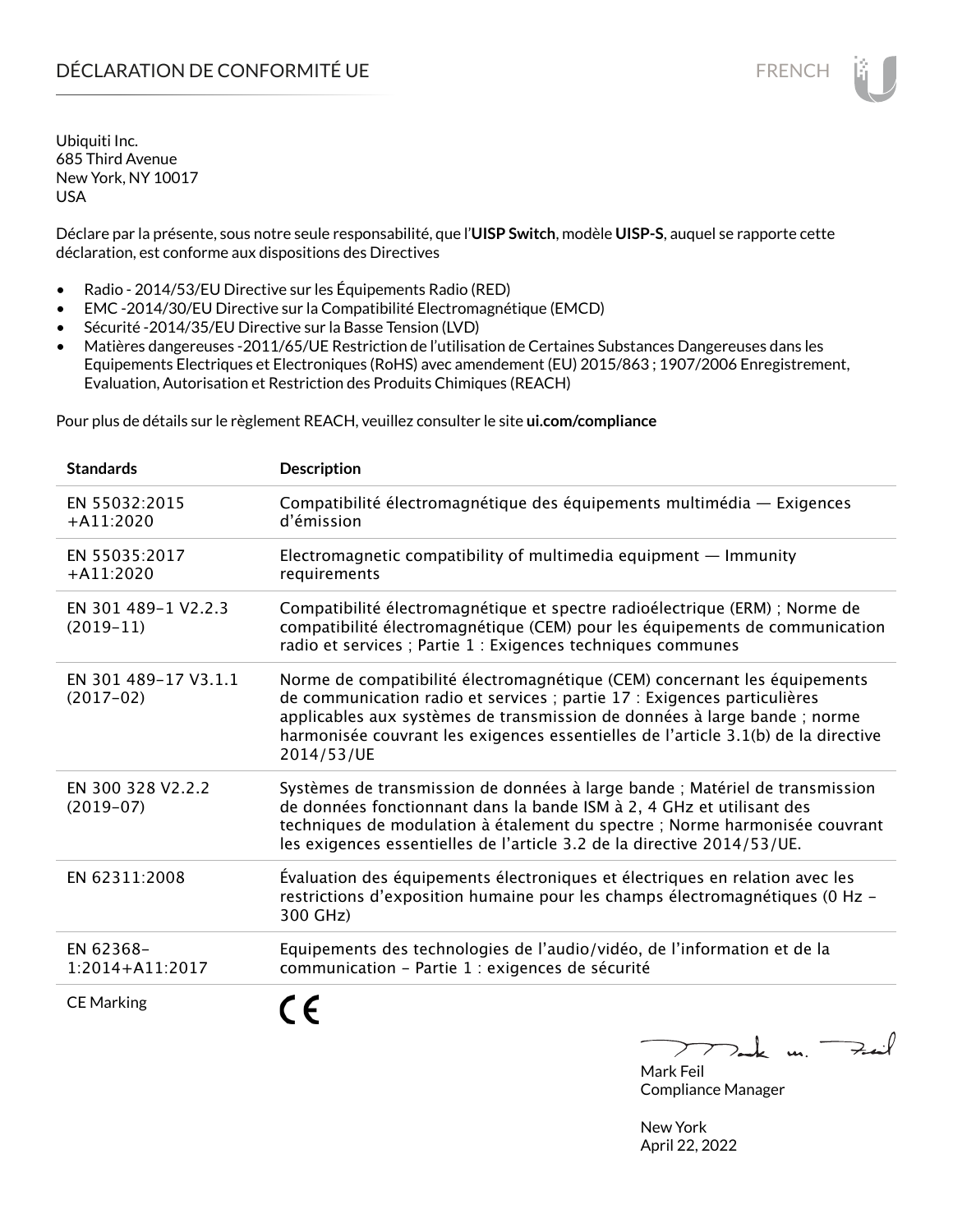# DÉCLARATION DE CONFORMITÉ UE

Ubiquiti Inc.
685 Third Avenue
New York, NY 10017
USA

Déclare par la présente, sous notre seule responsabilité, que l'**UISP Switch**, modèle **UISP-S**, auquel se rapporte cette déclaration, est conforme aux dispositions des Directives

- Radio - 2014/53/EU Directive sur les Équipements Radio (RED)
- EMC -2014/30/EU Directive sur la Compatibilité Electromagnétique (EMCD)
- Sécurité -2014/35/EU Directive sur la Basse Tension (LVD)
- Matières dangereuses -2011/65/UE Restriction de l'utilisation de Certaines Substances Dangereuses dans les Equipements Electriques et Electroniques (RoHS) avec amendement (EU) 2015/863 ; 1907/2006 Enregistrement, Evaluation, Autorisation et Restriction des Produits Chimiques (REACH)

Pour plus de détails sur le règlement REACH, veuillez consulter le site **ui.com/compliance**

| Standards | Description |
|---|---|
| EN 55032:2015 +A11:2020 | Compatibilité électromagnétique des équipements multimédia — Exigences d'émission |
| EN 55035:2017 +A11:2020 | Electromagnetic compatibility of multimedia equipment — Immunity requirements |
| EN 301 489-1 V2.2.3 (2019-11) | Compatibilité électromagnétique et spectre radioélectrique (ERM) ; Norme de compatibilité électromagnétique (CEM) pour les équipements de communication radio et services ; Partie 1 : Exigences techniques communes |
| EN 301 489-17 V3.1.1 (2017-02) | Norme de compatibilité électromagnétique (CEM) concernant les équipements de communication radio et services ; partie 17 : Exigences particulières applicables aux systèmes de transmission de données à large bande ; norme harmonisée couvrant les exigences essentielles de l'article 3.1(b) de la directive 2014/53/UE |
| EN 300 328 V2.2.2 (2019-07) | Systèmes de transmission de données à large bande ; Matériel de transmission de données fonctionnant dans la bande ISM à 2, 4 GHz et utilisant des techniques de modulation à étalement du spectre ; Norme harmonisée couvrant les exigences essentielles de l'article 3.2 de la directive 2014/53/UE. |
| EN 62311:2008 | Évaluation des équipements électroniques et électriques en relation avec les restrictions d'exposition humaine pour les champs électromagnétiques (0 Hz - 300 GHz) |
| EN 62368-1:2014+A11:2017 | Equipements des technologies de l'audio/vidéo, de l'information et de la communication - Partie 1 : exigences de sécurité |
| CE Marking | CE |

Mark Feil
Compliance Manager

New York
April 22, 2022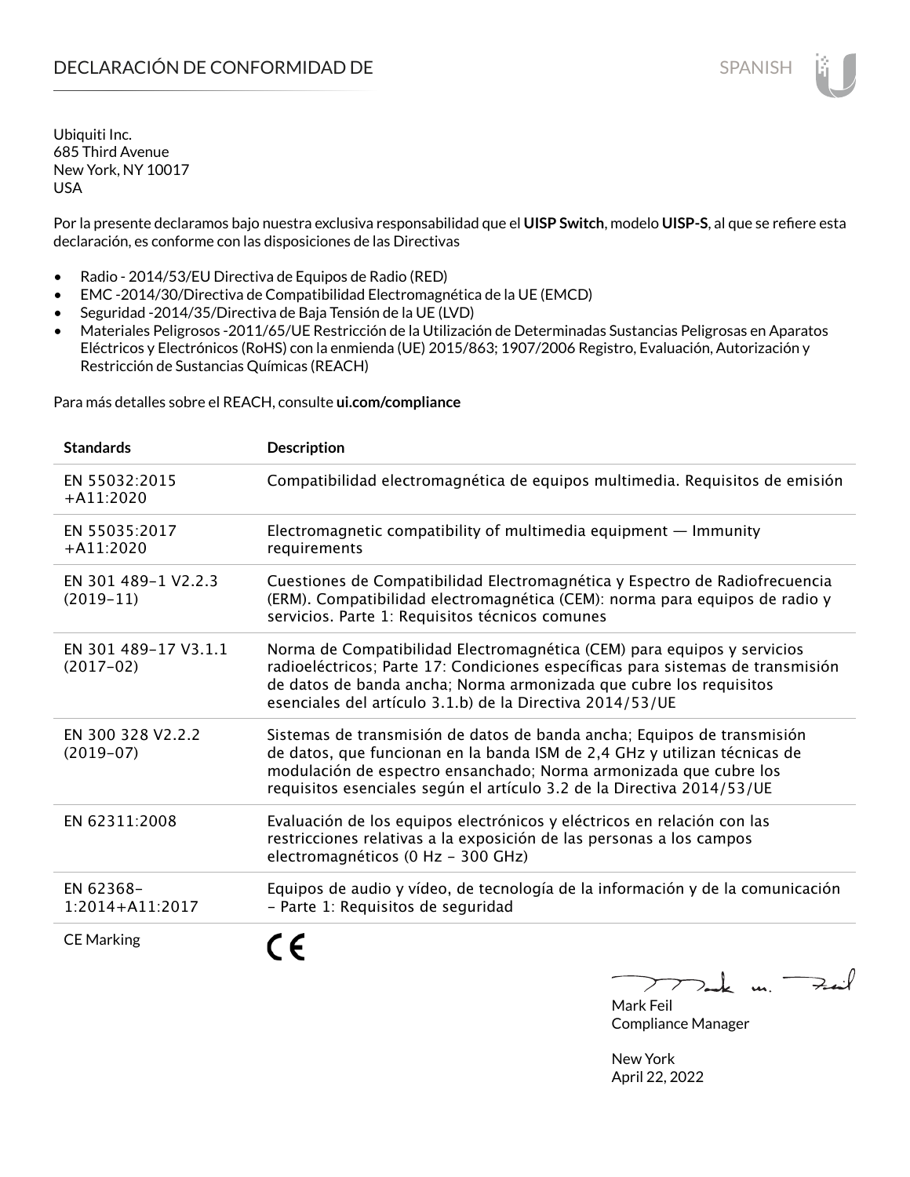# DECLARACIÓN DE CONFORMIDAD DE

Ubiquiti Inc.
685 Third Avenue
New York, NY 10017
USA

Por la presente declaramos bajo nuestra exclusiva responsabilidad que el **UISP Switch**, modelo **UISP-S**, al que se refiere esta declaración, es conforme con las disposiciones de las Directivas

- Radio - 2014/53/EU Directiva de Equipos de Radio (RED)
- EMC -2014/30/Directiva de Compatibilidad Electromagnética de la UE (EMCD)
- Seguridad -2014/35/Directiva de Baja Tensión de la UE (LVD)
- Materiales Peligrosos -2011/65/UE Restricción de la Utilización de Determinadas Sustancias Peligrosas en Aparatos Eléctricos y Electrónicos (RoHS) con la enmienda (UE) 2015/863; 1907/2006 Registro, Evaluación, Autorización y Restricción de Sustancias Químicas (REACH)

Para más detalles sobre el REACH, consulte **ui.com/compliance**

| Standards | Description |
|---|---|
| EN 55032:2015 +A11:2020 | Compatibilidad electromagnética de equipos multimedia. Requisitos de emisión |
| EN 55035:2017 +A11:2020 | Electromagnetic compatibility of multimedia equipment — Immunity requirements |
| EN 301 489-1 V2.2.3 (2019-11) | Cuestiones de Compatibilidad Electromagnética y Espectro de Radiofrecuencia (ERM). Compatibilidad electromagnética (CEM): norma para equipos de radio y servicios. Parte 1: Requisitos técnicos comunes |
| EN 301 489-17 V3.1.1 (2017-02) | Norma de Compatibilidad Electromagnética (CEM) para equipos y servicios radioeléctricos; Parte 17: Condiciones específicas para sistemas de transmisión de datos de banda ancha; Norma armonizada que cubre los requisitos esenciales del artículo 3.1.b) de la Directiva 2014/53/UE |
| EN 300 328 V2.2.2 (2019-07) | Sistemas de transmisión de datos de banda ancha; Equipos de transmisión de datos, que funcionan en la banda ISM de 2,4 GHz y utilizan técnicas de modulación de espectro ensanchado; Norma armonizada que cubre los requisitos esenciales según el artículo 3.2 de la Directiva 2014/53/UE |
| EN 62311:2008 | Evaluación de los equipos electrónicos y eléctricos en relación con las restricciones relativas a la exposición de las personas a los campos electromagnéticos (0 Hz - 300 GHz) |
| EN 62368-1:2014+A11:2017 | Equipos de audio y vídeo, de tecnología de la información y de la comunicación - Parte 1: Requisitos de seguridad |
| CE Marking | CE |

Mark Feil
Compliance Manager

New York
April 22, 2022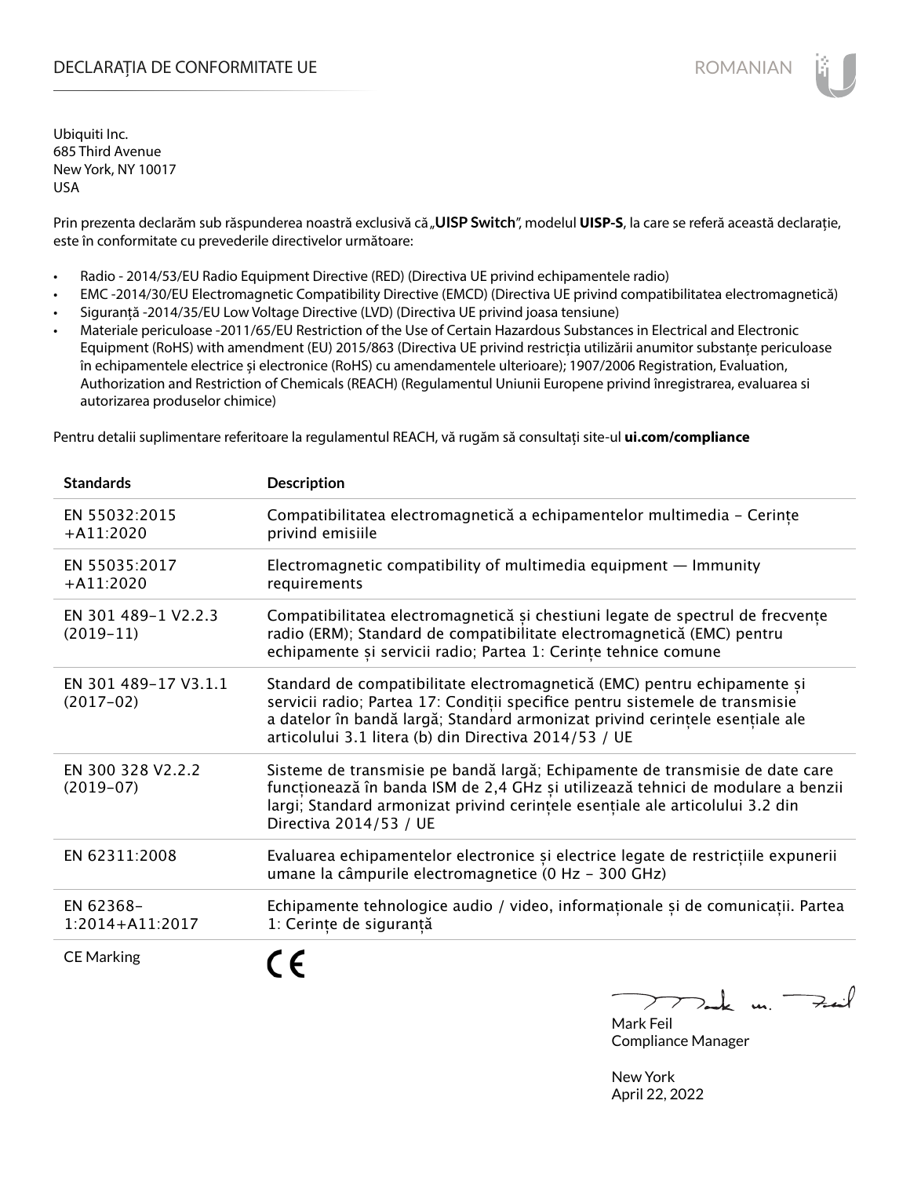# DECLARAȚIA DE CONFORMITATE UE

ROMANIAN

Ubiquiti Inc.
685 Third Avenue
New York, NY 10017
USA

Prin prezenta declarăm sub răspunderea noastră exclusivă că „**UISP Switch**", modelul **UISP-S**, la care se referă această declarație, este în conformitate cu prevederile directivelor următoare:

- Radio - 2014/53/EU Radio Equipment Directive (RED) (Directiva UE privind echipamentele radio)
- EMC -2014/30/EU Electromagnetic Compatibility Directive (EMCD) (Directiva UE privind compatibilitatea electromagnetică)
- Siguranță -2014/35/EU Low Voltage Directive (LVD) (Directiva UE privind joasa tensiune)
- Materiale periculoase -2011/65/EU Restriction of the Use of Certain Hazardous Substances in Electrical and Electronic Equipment (RoHS) with amendment (EU) 2015/863 (Directiva UE privind restricția utilizării anumitor substanțe periculoase în echipamentele electrice și electronice (RoHS) cu amendamentele ulterioare); 1907/2006 Registration, Evaluation, Authorization and Restriction of Chemicals (REACH) (Regulamentul Uniunii Europene privind înregistrarea, evaluarea si autorizarea produselor chimice)

Pentru detalii suplimentare referitoare la regulamentul REACH, vă rugăm să consultați site-ul **ui.com/compliance**

| Standards | Description |
|---|---|
| EN 55032:2015 +A11:2020 | Compatibilitatea electromagnetică a echipamentelor multimedia - Cerințe privind emisiile |
| EN 55035:2017 +A11:2020 | Electromagnetic compatibility of multimedia equipment — Immunity requirements |
| EN 301 489-1 V2.2.3 (2019-11) | Compatibilitatea electromagnetică și chestiuni legate de spectrul de frecvențe radio (ERM); Standard de compatibilitate electromagnetică (EMC) pentru echipamente și servicii radio; Partea 1: Cerințe tehnice comune |
| EN 301 489-17 V3.1.1 (2017-02) | Standard de compatibilitate electromagnetică (EMC) pentru echipamente și servicii radio; Partea 17: Condiții specifice pentru sistemele de transmisie a datelor în bandă largă; Standard armonizat privind cerințele esențiale ale articolului 3.1 litera (b) din Directiva 2014/53 / UE |
| EN 300 328 V2.2.2 (2019-07) | Sisteme de transmisie pe bandă largă; Echipamente de transmisie de date care funcționează în banda ISM de 2,4 GHz și utilizează tehnici de modulare a benzii largi; Standard armonizat privind cerințele esențiale ale articolului 3.2 din Directiva 2014/53 / UE |
| EN 62311:2008 | Evaluarea echipamentelor electronice și electrice legate de restricțiile expunerii umane la câmpurile electromagnetice (0 Hz - 300 GHz) |
| EN 62368-1:2014+A11:2017 | Echipamente tehnologice audio / video, informaționale și de comunicații. Partea 1: Cerințe de siguranță |
| CE Marking | CE |

Mark Feil
Compliance Manager

New York
April 22, 2022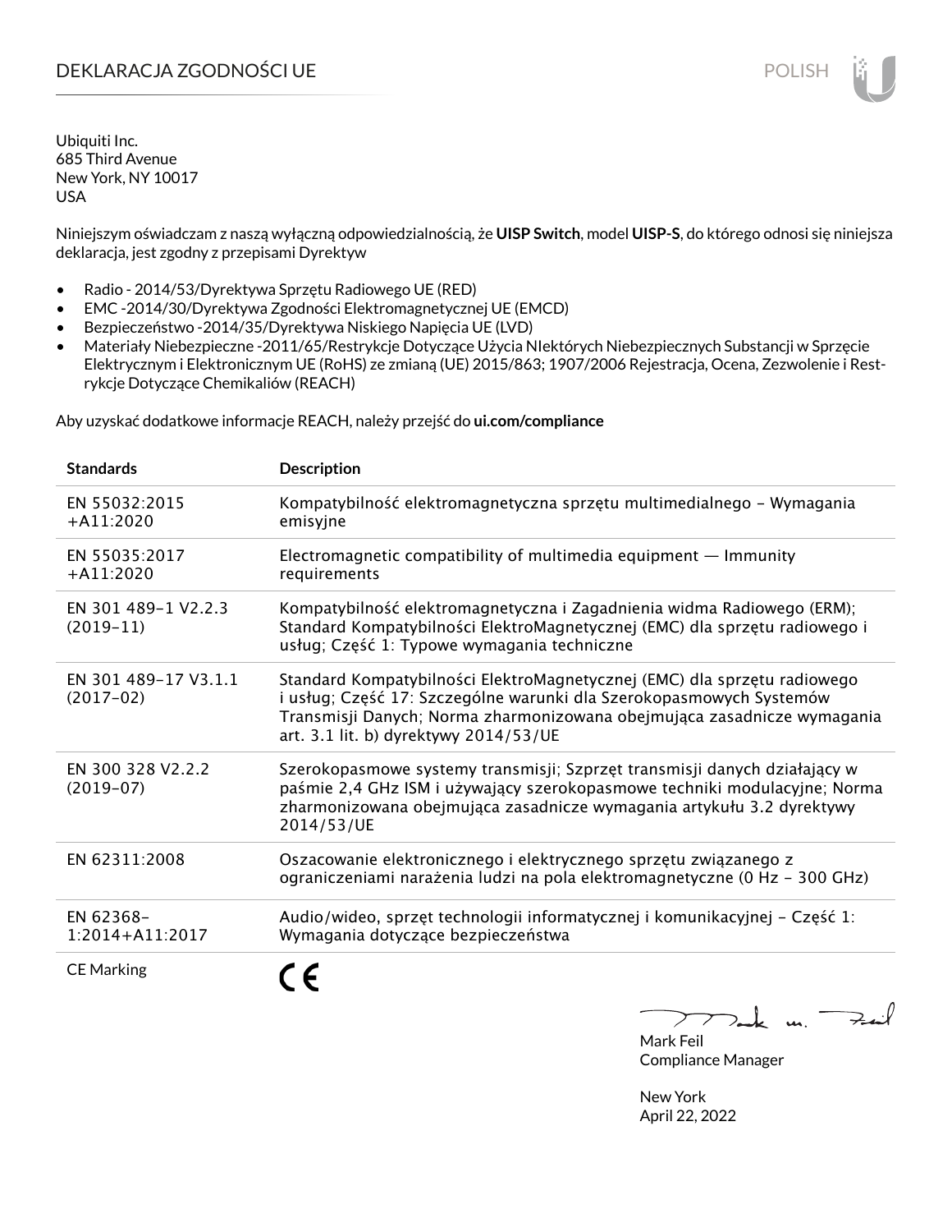# DEKLARACJA ZGODNOŚCI UE

POLISH

Ubiquiti Inc.
685 Third Avenue
New York, NY 10017
USA

Niniejszym oświadczam z naszą wyłączną odpowiedzialnością, że **UISP Switch**, model **UISP-S**, do którego odnosi się niniejsza deklaracja, jest zgodny z przepisami Dyrektyw

- Radio - 2014/53/Dyrektywa Sprzętu Radiowego UE (RED)
- EMC -2014/30/Dyrektywa Zgodności Elektromagnetycznej UE (EMCD)
- Bezpieczeństwo -2014/35/Dyrektywa Niskiego Napięcia UE (LVD)
- Materiały Niebezpieczne -2011/65/Restrykcje Dotyczące Użycia NIektórych Niebezpiecznych Substancji w Sprzęcie Elektrycznym i Elektronicznym UE (RoHS) ze zmianą (UE) 2015/863; 1907/2006 Rejestracja, Ocena, Zezwolenie i Restrykcje Dotyczące Chemikaliów (REACH)

Aby uzyskać dodatkowe informacje REACH, należy przejść do **ui.com/compliance**

| Standards | Description |
|---|---|
| EN 55032:2015 +A11:2020 | Kompatybilność elektromagnetyczna sprzętu multimedialnego – Wymagania emisyjne |
| EN 55035:2017 +A11:2020 | Electromagnetic compatibility of multimedia equipment — Immunity requirements |
| EN 301 489-1 V2.2.3 (2019-11) | Kompatybilność elektromagnetyczna i Zagadnienia widma Radiowego (ERM); Standard Kompatybilności ElektroMagnetycznej (EMC) dla sprzętu radiowego i usług; Część 1: Typowe wymagania techniczne |
| EN 301 489-17 V3.1.1 (2017-02) | Standard Kompatybilności ElektroMagnetycznej (EMC) dla sprzętu radiowego i usług; Część 17: Szczególne warunki dla Szerokopasmowych Systemów Transmisji Danych; Norma zharmonizowana obejmująca zasadnicze wymagania art. 3.1 lit. b) dyrektywy 2014/53/UE |
| EN 300 328 V2.2.2 (2019-07) | Szerokopasmowe systemy transmisji; Szprzęt transmisji danych działający w paśmie 2,4 GHz ISM i używający szerokopasmowe techniki modulacyjne; Norma zharmonizowana obejmująca zasadnicze wymagania artykułu 3.2 dyrektywy 2014/53/UE |
| EN 62311:2008 | Oszacowanie elektronicznego i elektrycznego sprzętu związanego z ograniczeniami narażenia ludzi na pola elektromagnetyczne (0 Hz – 300 GHz) |
| EN 62368-1:2014+A11:2017 | Audio/wideo, sprzęt technologii informatycznej i komunikacyjnej – Część 1: Wymagania dotyczące bezpieczeństwa |
| CE Marking | CE |

Mark Feil
Compliance Manager

New York
April 22, 2022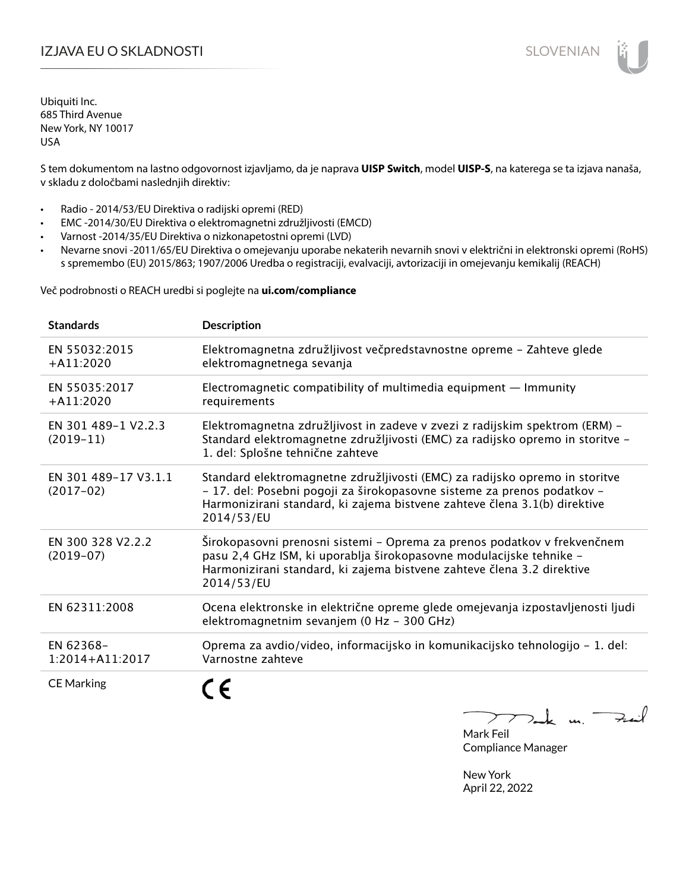# IZJAVA EU O SKLADNOSTI

SLOVENIAN

Ubiquiti Inc.
685 Third Avenue
New York, NY 10017
USA

S tem dokumentom na lastno odgovornost izjavljamo, da je naprava **UISP Switch**, model **UISP-S**, na katerega se ta izjava nanaša, v skladu z določbami naslednjih direktiv:

- Radio - 2014/53/EU Direktiva o radijski opremi (RED)
- EMC -2014/30/EU Direktiva o elektromagnetni združljivosti (EMCD)
- Varnost -2014/35/EU Direktiva o nizkonapetostni opremi (LVD)
- Nevarne snovi -2011/65/EU Direktiva o omejevanju uporabe nekaterih nevarnih snovi v električni in elektronski opremi (RoHS) s spremembo (EU) 2015/863; 1907/2006 Uredba o registraciji, evalvaciji, avtorizaciji in omejevanju kemikalij (REACH)

Več podrobnosti o REACH uredbi si poglejte na **ui.com/compliance**

| Standards | Description |
|---|---|
| EN 55032:2015 +A11:2020 | Elektromagnetna združljivost večpredstavnostne opreme – Zahteve glede elektromagnetnega sevanja |
| EN 55035:2017 +A11:2020 | Electromagnetic compatibility of multimedia equipment — Immunity requirements |
| EN 301 489-1 V2.2.3 (2019-11) | Elektromagnetna združljivost in zadeve v zvezi z radijskim spektrom (ERM) – Standard elektromagnetne združljivosti (EMC) za radijsko opremo in storitve – 1. del: Splošne tehnične zahteve |
| EN 301 489-17 V3.1.1 (2017-02) | Standard elektromagnetne združljivosti (EMC) za radijsko opremo in storitve – 17. del: Posebni pogoji za širokopasovne sisteme za prenos podatkov – Harmonizirani standard, ki zajema bistvene zahteve člena 3.1(b) direktive 2014/53/EU |
| EN 300 328 V2.2.2 (2019-07) | Širokopasovni prenosni sistemi – Oprema za prenos podatkov v frekvenčnem pasu 2,4 GHz ISM, ki uporablja širokopasovne modulacijske tehnike – Harmonizirani standard, ki zajema bistvene zahteve člena 3.2 direktive 2014/53/EU |
| EN 62311:2008 | Ocena elektronske in električne opreme glede omejevanja izpostavljenosti ljudi elektromagnetnim sevanjem (0 Hz – 300 GHz) |
| EN 62368-1:2014+A11:2017 | Oprema za avdio/video, informacijsko in komunikacijsko tehnologijo – 1. del: Varnostne zahteve |
| CE Marking | CE |

Mark Feil
Compliance Manager

New York
April 22, 2022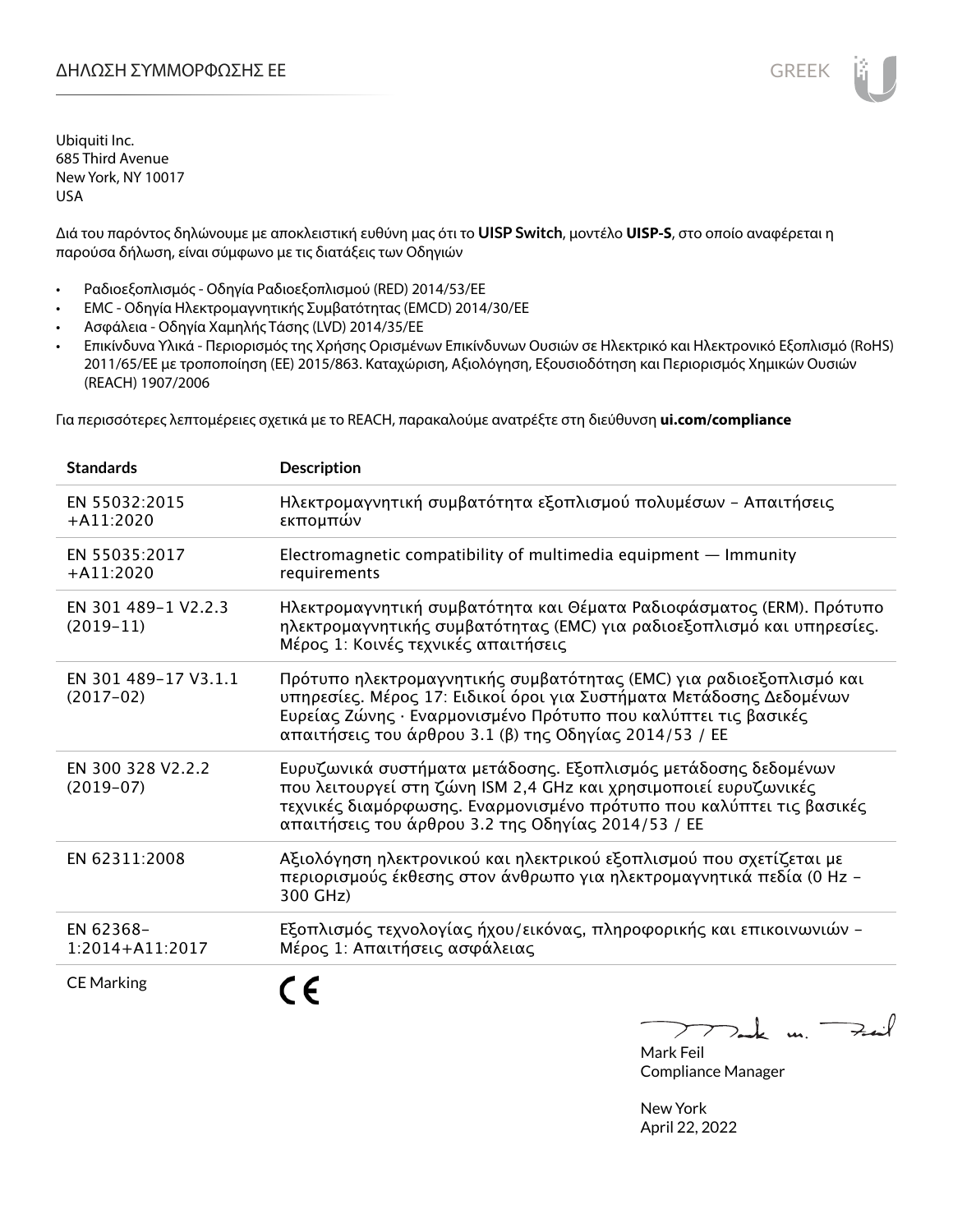# ΔΗΛΩΣΗ ΣΥΜΜΟΡΦΩΣΗΣ ΕΕ

Ubiquiti Inc.
685 Third Avenue
New York, NY 10017
USA

Διά του παρόντος δηλώνουμε με αποκλειστική ευθύνη μας ότι το **UISP Switch**, μοντέλο **UISP-S**, στο οποίο αναφέρεται η παρούσα δήλωση, είναι σύμφωνο με τις διατάξεις των Οδηγιών

- Ραδιοεξοπλισμός - Οδηγία Ραδιοεξοπλισμού (RED) 2014/53/ΕΕ
- EMC - Οδηγία Ηλεκτρομαγνητικής Συμβατότητας (EMCD) 2014/30/ΕΕ
- Ασφάλεια - Οδηγία Χαμηλής Τάσης (LVD) 2014/35/ΕΕ
- Επικίνδυνα Υλικά - Περιορισμός της Χρήσης Ορισμένων Επικίνδυνων Ουσιών σε Ηλεκτρικό και Ηλεκτρονικό Εξοπλισμό (RoHS) 2011/65/ΕΕ με τροποποίηση (ΕΕ) 2015/863. Καταχώριση, Αξιολόγηση, Εξουσιοδότηση και Περιορισμός Χημικών Ουσιών (REACH) 1907/2006

Για περισσότερες λεπτομέρειες σχετικά με το REACH, παρακαλούμε ανατρέξτε στη διεύθυνση **ui.com/compliance**

| Standards | Description |
|---|---|
| EN 55032:2015 +A11:2020 | Ηλεκτρομαγνητική συμβατότητα εξοπλισμού πολυμέσων – Απαιτήσεις εκπομπών |
| EN 55035:2017 +A11:2020 | Electromagnetic compatibility of multimedia equipment — Immunity requirements |
| EN 301 489-1 V2.2.3 (2019-11) | Ηλεκτρομαγνητική συμβατότητα και Θέματα Ραδιοφάσματος (ERM). Πρότυπο ηλεκτρομαγνητικής συμβατότητας (EMC) για ραδιοεξοπλισμό και υπηρεσίες. Μέρος 1: Κοινές τεχνικές απαιτήσεις |
| EN 301 489-17 V3.1.1 (2017-02) | Πρότυπο ηλεκτρομαγνητικής συμβατότητας (EMC) για ραδιοεξοπλισμό και υπηρεσίες. Μέρος 17: Ειδικοί όροι για Συστήματα Μετάδοσης Δεδομένων Ευρείας Ζώνης · Εναρμονισμένο Πρότυπο που καλύπτει τις βασικές απαιτήσεις του άρθρου 3.1 (β) της Οδηγίας 2014/53 / ΕΕ |
| EN 300 328 V2.2.2 (2019-07) | Ευρυζωνικά συστήματα μετάδοσης. Εξοπλισμός μετάδοσης δεδομένων που λειτουργεί στη ζώνη ISM 2,4 GHz και χρησιμοποιεί ευρυζωνικές τεχνικές διαμόρφωσης. Εναρμονισμένο πρότυπο που καλύπτει τις βασικές απαιτήσεις του άρθρου 3.2 της Οδηγίας 2014/53 / ΕΕ |
| EN 62311:2008 | Αξιολόγηση ηλεκτρονικού και ηλεκτρικού εξοπλισμού που σχετίζεται με περιορισμούς έκθεσης στον άνθρωπο για ηλεκτρομαγνητικά πεδία (0 Hz – 300 GHz) |
| EN 62368-1:2014+A11:2017 | Εξοπλισμός τεχνολογίας ήχου/εικόνας, πληροφορικής και επικοινωνιών – Μέρος 1: Απαιτήσεις ασφάλειας |
| CE Marking | CE |

Mark Feil
Compliance Manager

New York
April 22, 2022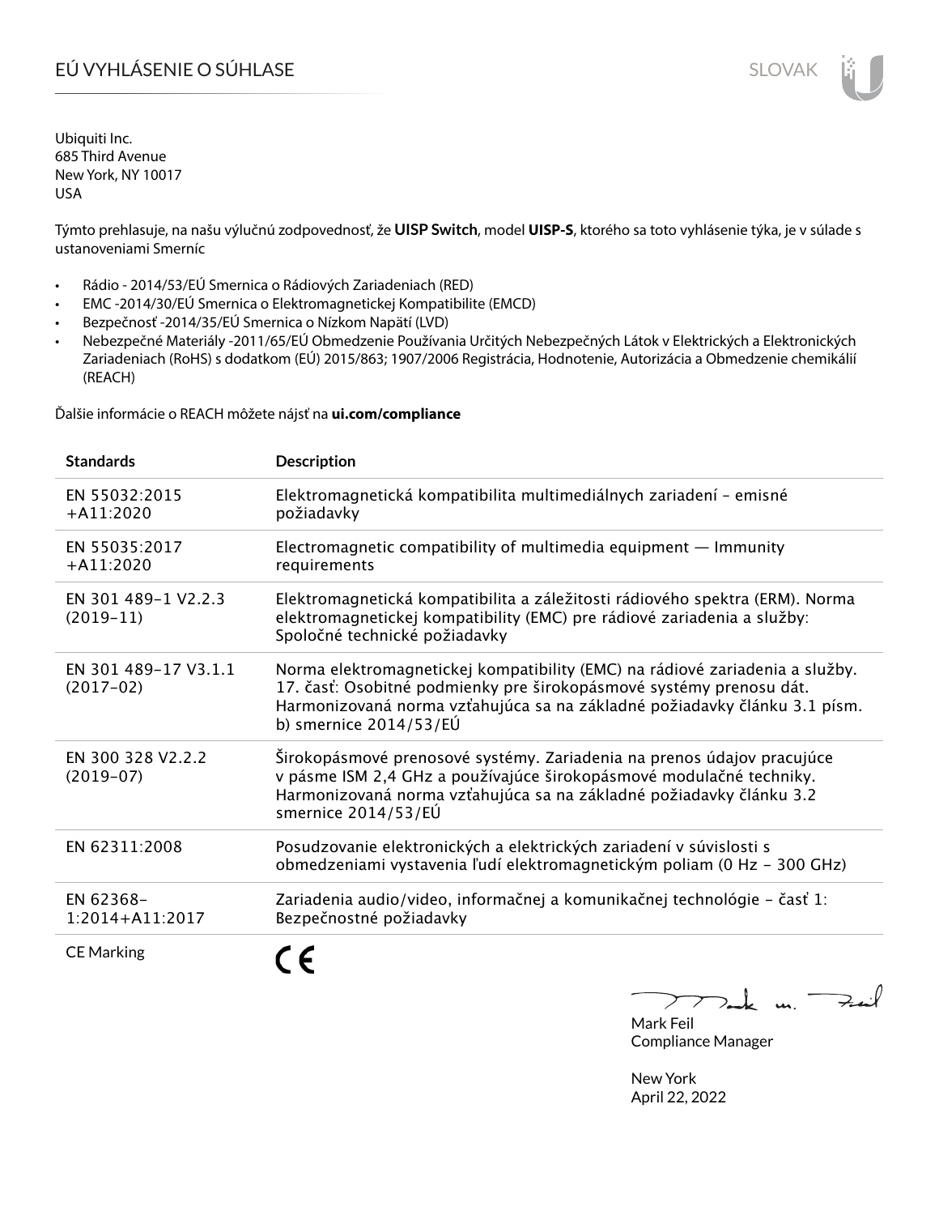# EÚ VYHLÁSENIE O SÚHLASE

SLOVAK

Ubiquiti Inc.
685 Third Avenue
New York, NY 10017
USA

Týmto prehlasuje, na našu výlučnú zodpovednosť, že **UISP Switch**, model **UISP-S**, ktorého sa toto vyhlásenie týka, je v súlade s ustanoveniami Smerníc

- Rádio - 2014/53/EÚ Smernica o Rádiových Zariadeniach (RED)
- EMC -2014/30/EÚ Smernica o Elektromagnetickej Kompatibilite (EMCD)
- Bezpečnosť -2014/35/EÚ Smernica o Nízkom Napätí (LVD)
- Nebezpečné Materiály -2011/65/EÚ Obmedzenie Používania Určitých Nebezpečných Látok v Elektrických a Elektronických Zariadeniach (RoHS) s dodatkom (EÚ) 2015/863; 1907/2006 Registrácia, Hodnotenie, Autorizácia a Obmedzenie chemikálií (REACH)

Ďalšie informácie o REACH môžete nájsť na **ui.com/compliance**

| Standards | Description |
|---|---|
| EN 55032:2015 +A11:2020 | Elektromagnetická kompatibilita multimediálnych zariadení – emisné požiadavky |
| EN 55035:2017 +A11:2020 | Electromagnetic compatibility of multimedia equipment — Immunity requirements |
| EN 301 489-1 V2.2.3 (2019-11) | Elektromagnetická kompatibilita a záležitosti rádiového spektra (ERM). Norma elektromagnetickej kompatibility (EMC) pre rádiové zariadenia a služby: Spoločné technické požiadavky |
| EN 301 489-17 V3.1.1 (2017-02) | Norma elektromagnetickej kompatibility (EMC) na rádiové zariadenia a služby. 17. časť: Osobitné podmienky pre širokopásmové systémy prenosu dát. Harmonizovaná norma vzťahujúca sa na základné požiadavky článku 3.1 písm. b) smernice 2014/53/EÚ |
| EN 300 328 V2.2.2 (2019-07) | Širokopásmové prenosové systémy. Zariadenia na prenos údajov pracujúce v pásme ISM 2,4 GHz a používajúce širokopásmové modulačné techniky. Harmonizovaná norma vzťahujúca sa na základné požiadavky článku 3.2 smernice 2014/53/EÚ |
| EN 62311:2008 | Posudzovanie elektronických a elektrických zariadení v súvislosti s obmedzeniami vystavenia ľudí elektromagnetickým poliam (0 Hz – 300 GHz) |
| EN 62368-1:2014+A11:2017 | Zariadenia audio/video, informačnej a komunikačnej technológie – časť 1: Bezpečnostné požiadavky |
| CE Marking | CE |

Mark Feil
Compliance Manager

New York
April 22, 2022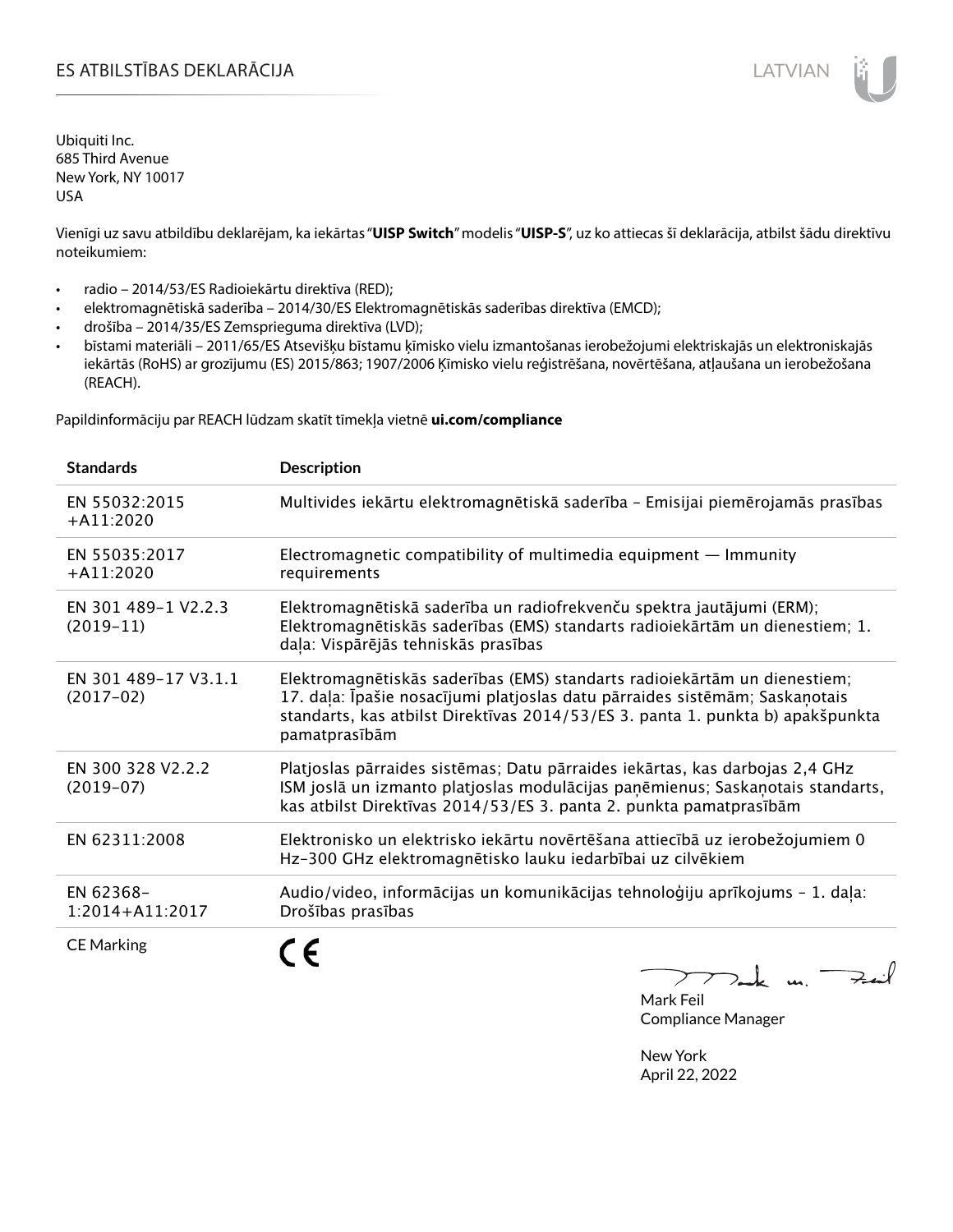# ES ATBILSTĪBAS DEKLARĀCIJA

Ubiquiti Inc.
685 Third Avenue
New York, NY 10017
USA

Vienīgi uz savu atbildību deklarējam, ka iekārtas "**UISP Switch**" modelis "**UISP-S**", uz ko attiecas šī deklarācija, atbilst šādu direktīvu noteikumiem:

- radio – 2014/53/ES Radioiekārtu direktīva (RED);
- elektromagnētiskā saderība – 2014/30/ES Elektromagnētiskās saderības direktīva (EMCD);
- drošība – 2014/35/ES Zemsprieguma direktīva (LVD);
- bīstami materiāli – 2011/65/ES Atsevišķu bīstamu ķīmisko vielu izmantošanas ierobežojumi elektriskajās un elektroniskajās iekārtās (RoHS) ar grozījumu (ES) 2015/863; 1907/2006 Ķīmisko vielu reģistrēšana, novērtēšana, atļaušana un ierobežošana (REACH).

Papildinformāciju par REACH lūdzam skatīt tīmekļa vietnē **ui.com/compliance**

| Standards | Description |
|---|---|
| EN 55032:2015 +A11:2020 | Multivides iekārtu elektromagnētiskā saderība – Emisijai piemērojamās prasības |
| EN 55035:2017 +A11:2020 | Electromagnetic compatibility of multimedia equipment — Immunity requirements |
| EN 301 489-1 V2.2.3 (2019-11) | Elektromagnētiskā saderība un radiofrekvenču spektra jautājumi (ERM); Elektromagnētiskās saderības (EMS) standarts radioiekārtām un dienestiem; 1. daļa: Vispārējās tehniskās prasības |
| EN 301 489-17 V3.1.1 (2017-02) | Elektromagnētiskās saderības (EMS) standarts radioiekārtām un dienestiem; 17. daļa: Īpašie nosacījumi platjoslas datu pārraides sistēmām; Saskaņotais standarts, kas atbilst Direktīvas 2014/53/ES 3. panta 1. punkta b) apakšpunkta pamatprasībām |
| EN 300 328 V2.2.2 (2019-07) | Platjoslas pārraides sistēmas; Datu pārraides iekārtas, kas darbojas 2,4 GHz ISM joslā un izmanto platjoslas modulācijas paņēmienus; Saskaņotais standarts, kas atbilst Direktīvas 2014/53/ES 3. panta 2. punkta pamatprasībām |
| EN 62311:2008 | Elektronisko un elektrisko iekārtu novērtēšana attiecībā uz ierobežojumiem 0 Hz-300 GHz elektromagnētisko lauku iedarbībai uz cilvēkiem |
| EN 62368-1:2014+A11:2017 | Audio/video, informācijas un komunikācijas tehnoloģiju aprīkojums – 1. daļa: Drošības prasības |
| CE Marking | CE |

Mark Feil
Compliance Manager

New York
April 22, 2022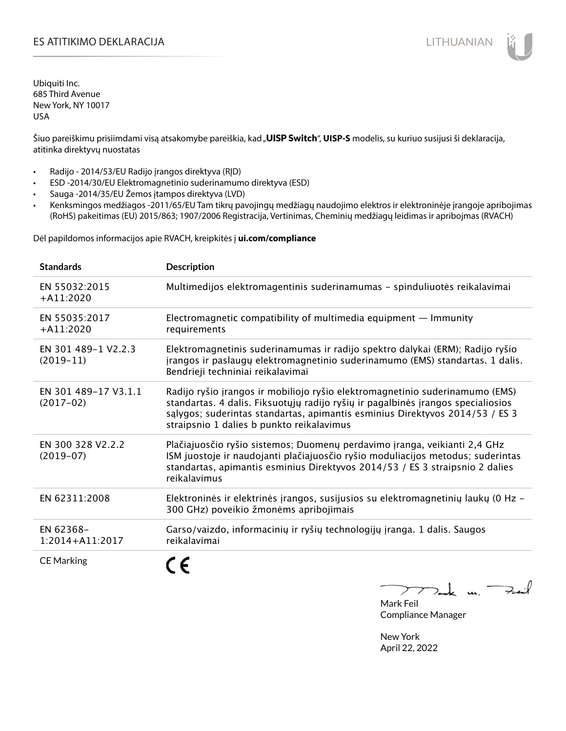# ES ATITIKIMO DEKLARACIJA

LITHUANIAN

Ubiquiti Inc.
685 Third Avenue
New York, NY 10017
USA

Šiuo pareiškimu prisiimdami visą atsakomybe pareiškia, kad „**UISP Switch**", **UISP-S** modelis, su kuriuo susijusi ši deklaracija, atitinka direktyvų nuostatas

- Radijo - 2014/53/EU Radijo įrangos direktyva (RĮD)
- ESD -2014/30/EU Elektromagnetinio suderinamumo direktyva (ESD)
- Sauga -2014/35/EU Žemos įtampos direktyva (LVD)
- Kenksmingos medžiagos -2011/65/EU Tam tikrų pavojingų medžiagų naudojimo elektros ir elektroninėje įrangoje apribojimas (RoHS) pakeitimas (EU) 2015/863; 1907/2006 Registracija, Vertinimas, Cheminių medžiagų leidimas ir apribojmas (RVACH)

Dėl papildomos informacijos apie RVACH, kreipkitės į **ui.com/compliance**

| Standards | Description |
|---|---|
| EN 55032:2015 +A11:2020 | Multimedijos elektromagentinis suderinamumas – spinduliuotės reikalavimai |
| EN 55035:2017 +A11:2020 | Electromagnetic compatibility of multimedia equipment — Immunity requirements |
| EN 301 489-1 V2.2.3 (2019-11) | Elektromagnetinis suderinamumas ir radijo spektro dalykai (ERM); Radijo ryšio įrangos ir paslaugų elektromagnetinio suderinamumo (EMS) standartas. 1 dalis. Bendrieji techniniai reikalavimai |
| EN 301 489-17 V3.1.1 (2017-02) | Radijo ryšio įrangos ir mobiliojo ryšio elektromagnetinio suderinamumo (EMS) standartas. 4 dalis. Fiksuotųjų radijo ryšių ir pagalbinės įrangos specialiosios sąlygos; suderintas standartas, apimantis esminius Direktyvos 2014/53 / ES 3 straipsnio 1 dalies b punkto reikalavimus |
| EN 300 328 V2.2.2 (2019-07) | Plačiajuosčio ryšio sistemos; Duomenų perdavimo įranga, veikianti 2,4 GHz ISM juostoje ir naudojanti plačiajuosčio ryšio moduliacijos metodus; suderintas standartas, apimantis esminius Direktyvos 2014/53 / ES 3 straipsnio 2 dalies reikalavimus |
| EN 62311:2008 | Elektroninės ir elektrinės įrangos, susijusios su elektromagnetinių laukų (0 Hz – 300 GHz) poveikio žmonėms apribojimais |
| EN 62368-1:2014+A11:2017 | Garso/vaizdo, informacinių ir ryšių technologijų įranga. 1 dalis. Saugos reikalavimai |
| CE Marking | CE |

Mark Feil
Compliance Manager

New York
April 22, 2022